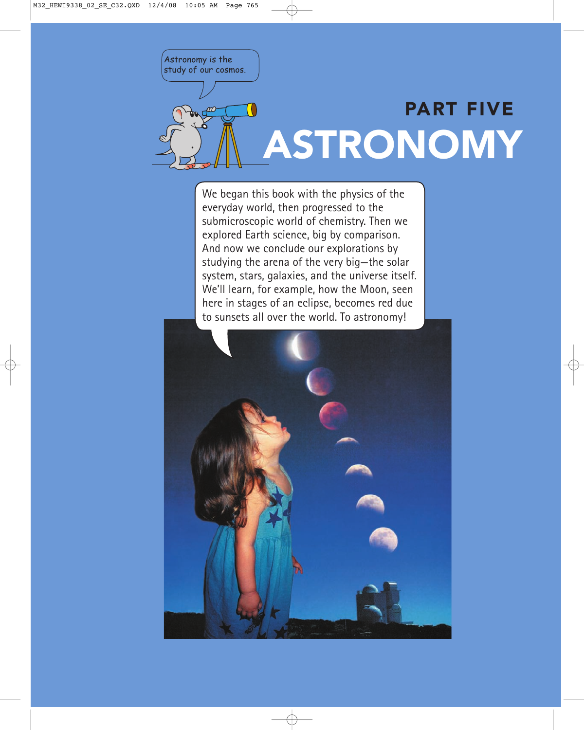Astronomy is the study of our cosmos.

## PART FIVE

# ASTRONOMY

We began this book with the physics of the everyday world, then progressed to the submicroscopic world of chemistry. Then we explored Earth science, big by comparison. And now we conclude our explorations by studying the arena of the very big—the solar system, stars, galaxies, and the universe itself. We'll learn, for example, how the Moon, seen here in stages of an eclipse, becomes red due to sunsets all over the world. To astronomy!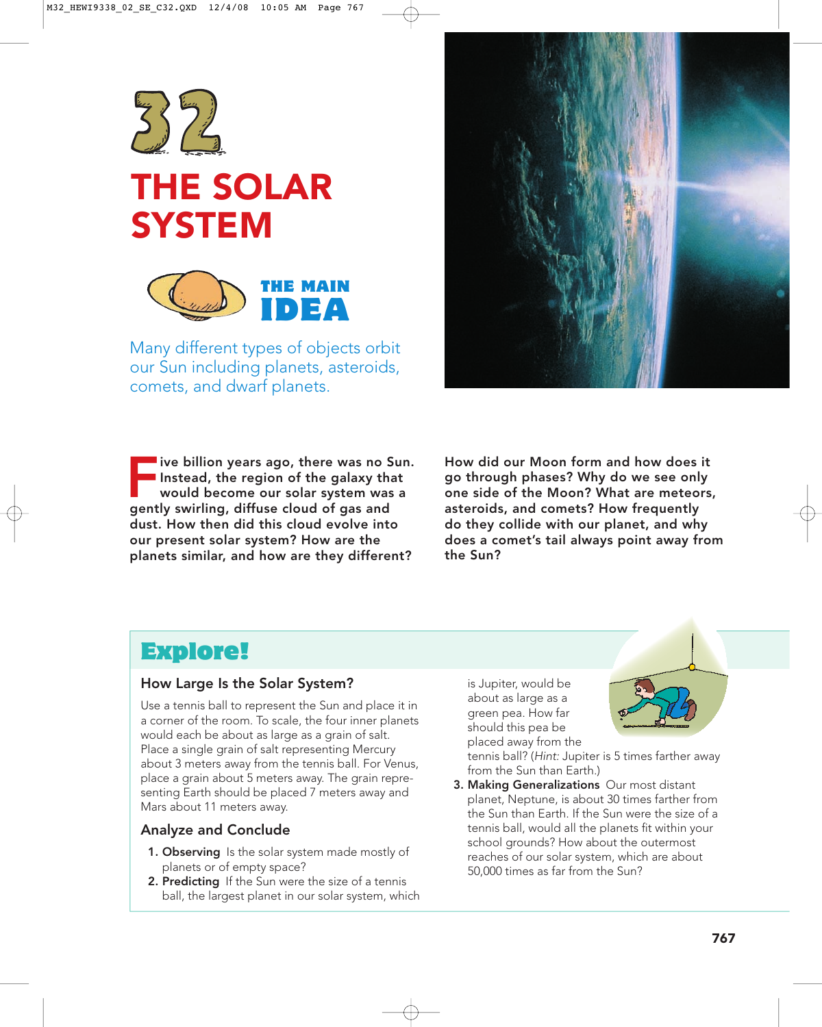# 32 THE SOLAR SYSTEM

## THE MAIN IDEA

Many different types of objects orbit our Sun including planets, asteroids, comets, and dwarf planets.

**Five billion years ago, there was no Sun. Instead, the region of the galaxy that would become our solar system was a gently swirling, diffuse cloud of gas and dust. How then did this cloud evolve into our present solar system? How are the planets similar, and how are they different?**

**How did our Moon form and how does it go through phases? Why do we see only one side of the Moon? What are meteors, asteroids, and comets? How frequently do they collide with our planet, and why does a comet's tail always point away from the Sun?**

## Explore!

### How Large Is the Solar System?

Use a tennis ball to represent the Sun and place it in a corner of the room. To scale, the four inner planets would each be about as large as a grain of salt. Place a single grain of salt representing Mercury about 3 meters away from the tennis ball. For Venus, place a grain about 5 meters away. The grain representing Earth should be placed 7 meters away and Mars about 11 meters away.

### Analyze and Conclude

1. **Observing** Is the solar system made mostly of planets or of empty space?
2. **Predicting** If the Sun were the size of a tennis ball, the largest planet in our solar system, which is Jupiter, would be about as large as a green pea. How far should this pea be placed away from the tennis ball? (*Hint:* Jupiter is 5 times farther away from the Sun than Earth.)
3. **Making Generalizations** Our most distant planet, Neptune, is about 30 times farther from the Sun than Earth. If the Sun were the size of a tennis ball, would all the planets fit within your school grounds? How about the outermost reaches of our solar system, which are about 50,000 times as far from the Sun?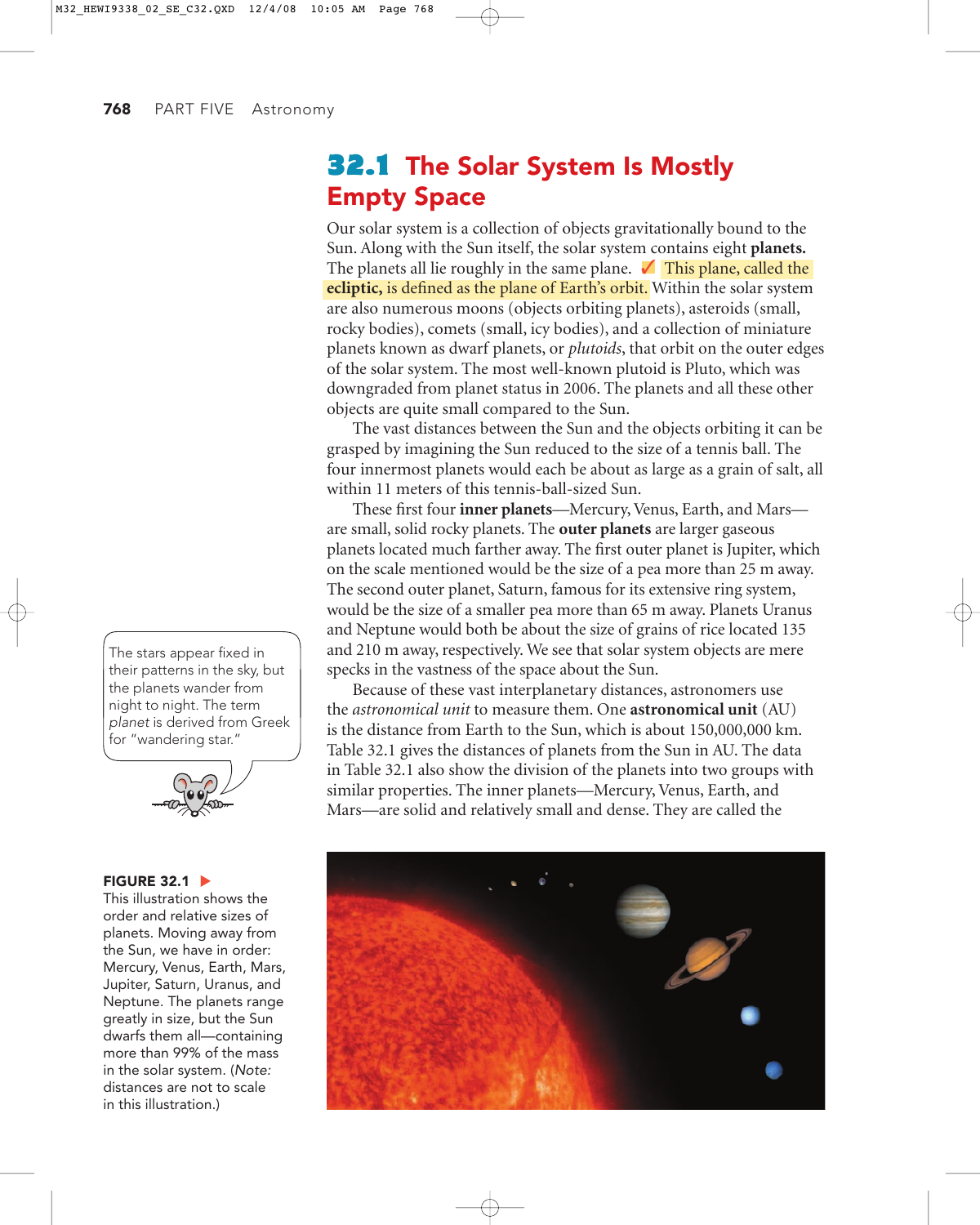## 32.1 The Solar System Is Mostly Empty Space

Our solar system is a collection of objects gravitationally bound to the Sun. Along with the Sun itself, the solar system contains eight **planets.** The planets all lie roughly in the same plane. ✓ This plane, called the **ecliptic,** is defined as the plane of Earth's orbit. Within the solar system are also numerous moons (objects orbiting planets), asteroids (small, rocky bodies), comets (small, icy bodies), and a collection of miniature planets known as dwarf planets, or *plutoids*, that orbit on the outer edges of the solar system. The most well-known plutoid is Pluto, which was downgraded from planet status in 2006. The planets and all these other objects are quite small compared to the Sun.

The vast distances between the Sun and the objects orbiting it can be grasped by imagining the Sun reduced to the size of a tennis ball. The four innermost planets would each be about as large as a grain of salt, all within 11 meters of this tennis-ball-sized Sun.

These first four **inner planets**—Mercury, Venus, Earth, and Mars—are small, solid rocky planets. The **outer planets** are larger gaseous planets located much farther away. The first outer planet is Jupiter, which on the scale mentioned would be the size of a pea more than 25 m away. The second outer planet, Saturn, famous for its extensive ring system, would be the size of a smaller pea more than 65 m away. Planets Uranus and Neptune would both be about the size of grains of rice located 135 and 210 m away, respectively. We see that solar system objects are mere specks in the vastness of the space about the Sun.

Because of these vast interplanetary distances, astronomers use the *astronomical unit* to measure them. One **astronomical unit** (AU) is the distance from Earth to the Sun, which is about 150,000,000 km. Table 32.1 gives the distances of planets from the Sun in AU. The data in Table 32.1 also show the division of the planets into two groups with similar properties. The inner planets—Mercury, Venus, Earth, and Mars—are solid and relatively small and dense. They are called the

The stars appear fixed in their patterns in the sky, but the planets wander from night to night. The term *planet* is derived from Greek for "wandering star."

**FIGURE 32.1** ▶
This illustration shows the order and relative sizes of planets. Moving away from the Sun, we have in order: Mercury, Venus, Earth, Mars, Jupiter, Saturn, Uranus, and Neptune. The planets range greatly in size, but the Sun dwarfs them all—containing more than 99% of the mass in the solar system. (*Note:* distances are not to scale in this illustration.)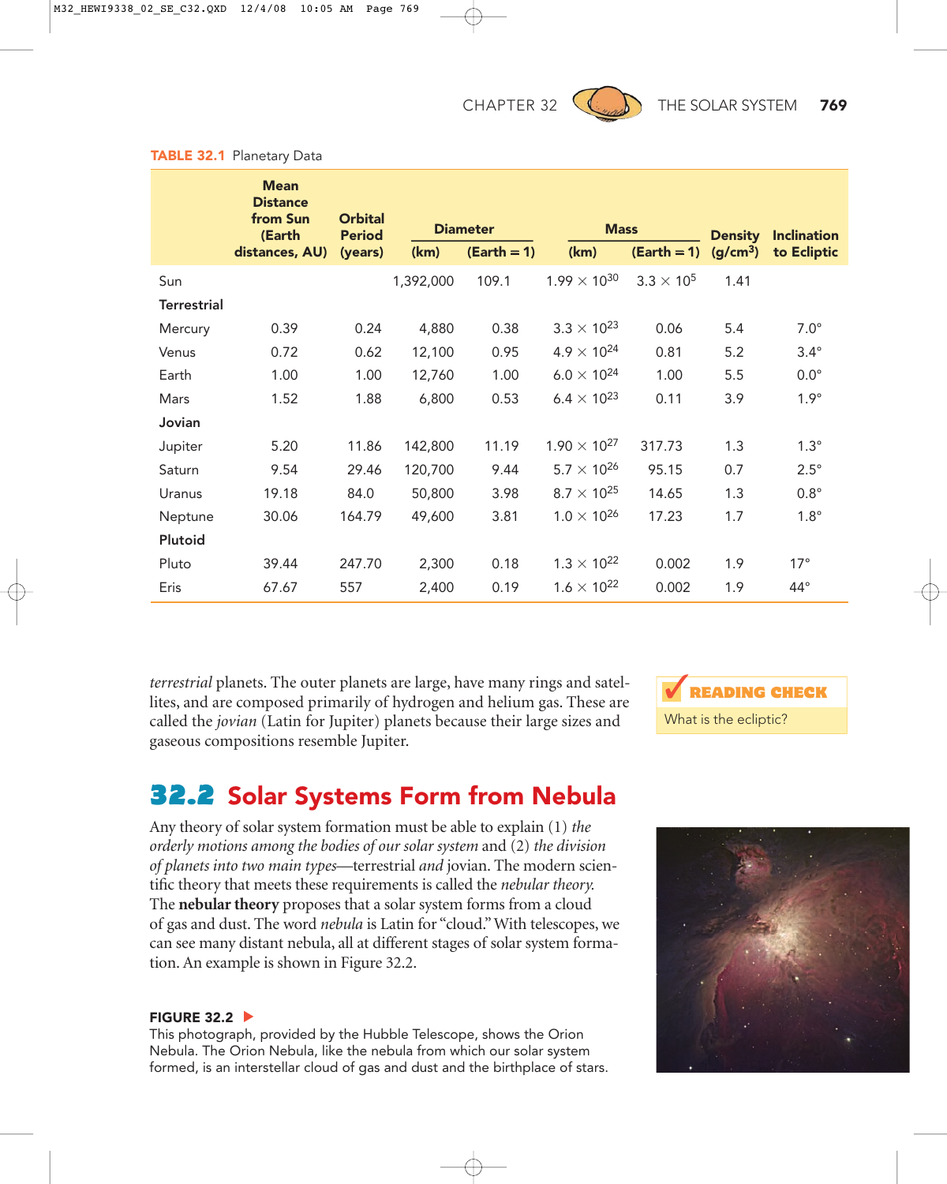**TABLE 32.1** Planetary Data

| | Mean Distance from Sun (Earth distances, AU) | Orbital Period (years) | Diameter | | Mass | | Density (g/cm³) | Inclination to Ecliptic |
|---|---|---|---|---|---|---|---|---|
| | | | (km) | (Earth = 1) | (km) | (Earth = 1) | | |
| Sun | | | 1,392,000 | 109.1 | $1.99 \times 10^{30}$ | $3.3 \times 10^{5}$ | 1.41 | |
| **Terrestrial** | | | | | | | | |
| Mercury | 0.39 | 0.24 | 4,880 | 0.38 | $3.3 \times 10^{23}$ | 0.06 | 5.4 | 7.0° |
| Venus | 0.72 | 0.62 | 12,100 | 0.95 | $4.9 \times 10^{24}$ | 0.81 | 5.2 | 3.4° |
| Earth | 1.00 | 1.00 | 12,760 | 1.00 | $6.0 \times 10^{24}$ | 1.00 | 5.5 | 0.0° |
| Mars | 1.52 | 1.88 | 6,800 | 0.53 | $6.4 \times 10^{23}$ | 0.11 | 3.9 | 1.9° |
| **Jovian** | | | | | | | | |
| Jupiter | 5.20 | 11.86 | 142,800 | 11.19 | $1.90 \times 10^{27}$ | 317.73 | 1.3 | 1.3° |
| Saturn | 9.54 | 29.46 | 120,700 | 9.44 | $5.7 \times 10^{26}$ | 95.15 | 0.7 | 2.5° |
| Uranus | 19.18 | 84.0 | 50,800 | 3.98 | $8.7 \times 10^{25}$ | 14.65 | 1.3 | 0.8° |
| Neptune | 30.06 | 164.79 | 49,600 | 3.81 | $1.0 \times 10^{26}$ | 17.23 | 1.7 | 1.8° |
| **Plutoid** | | | | | | | | |
| Pluto | 39.44 | 247.70 | 2,300 | 0.18 | $1.3 \times 10^{22}$ | 0.002 | 1.9 | 17° |
| Eris | 67.67 | 557 | 2,400 | 0.19 | $1.6 \times 10^{22}$ | 0.002 | 1.9 | 44° |

*terrestrial* planets. The outer planets are large, have many rings and satellites, and are composed primarily of hydrogen and helium gas. These are called the *jovian* (Latin for Jupiter) planets because their large sizes and gaseous compositions resemble Jupiter.

**READING CHECK**

What is the ecliptic?

## 32.2 Solar Systems Form from Nebula

Any theory of solar system formation must be able to explain (1) *the orderly motions among the bodies of our solar system* and (2) *the division of planets into two main types*—terrestrial *and* jovian. The modern scientific theory that meets these requirements is called the *nebular theory.* The **nebular theory** proposes that a solar system forms from a cloud of gas and dust. The word *nebula* is Latin for "cloud." With telescopes, we can see many distant nebula, all at different stages of solar system formation. An example is shown in Figure 32.2.

**FIGURE 32.2**
This photograph, provided by the Hubble Telescope, shows the Orion Nebula. The Orion Nebula, like the nebula from which our solar system formed, is an interstellar cloud of gas and dust and the birthplace of stars.